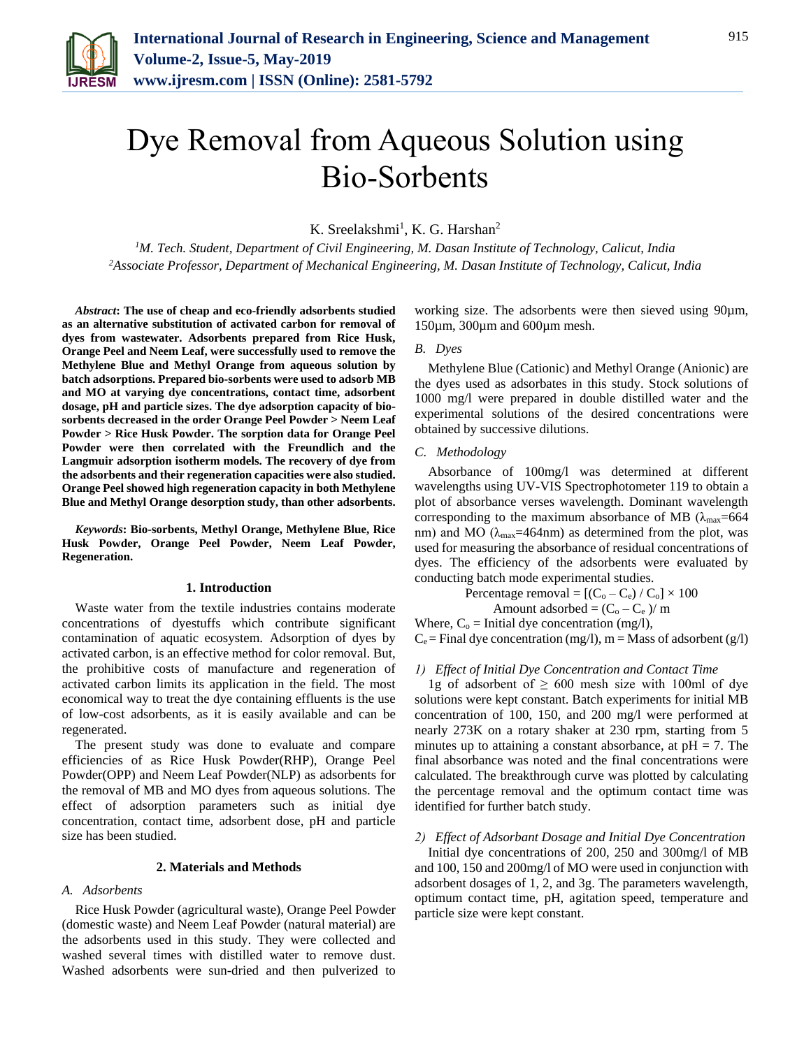# Dye Removal from Aqueous Solution using Bio-Sorbents

K. Sreelakshmi[1], K. G. Harshan[2]

[1]*M. Tech. Student, Department of Civil Engineering, M. Dasan Institute of Technology, Calicut, India*
[2]*Associate Professor, Department of Mechanical Engineering, M. Dasan Institute of Technology, Calicut, India*

***Abstract*: The use of cheap and eco-friendly adsorbents studied as an alternative substitution of activated carbon for removal of dyes from wastewater. Adsorbents prepared from Rice Husk, Orange Peel and Neem Leaf, were successfully used to remove the Methylene Blue and Methyl Orange from aqueous solution by batch adsorptions. Prepared bio-sorbents were used to adsorb MB and MO at varying dye concentrations, contact time, adsorbent dosage, pH and particle sizes. The dye adsorption capacity of bio-sorbents decreased in the order Orange Peel Powder > Neem Leaf Powder > Rice Husk Powder. The sorption data for Orange Peel Powder were then correlated with the Freundlich and the Langmuir adsorption isotherm models. The recovery of dye from the adsorbents and their regeneration capacities were also studied. Orange Peel showed high regeneration capacity in both Methylene Blue and Methyl Orange desorption study, than other adsorbents.**

***Keywords*: Bio-sorbents, Methyl Orange, Methylene Blue, Rice Husk Powder, Orange Peel Powder, Neem Leaf Powder, Regeneration.**

## 1. Introduction

Waste water from the textile industries contains moderate concentrations of dyestuffs which contribute significant contamination of aquatic ecosystem. Adsorption of dyes by activated carbon, is an effective method for color removal. But, the prohibitive costs of manufacture and regeneration of activated carbon limits its application in the field. The most economical way to treat the dye containing effluents is the use of low-cost adsorbents, as it is easily available and can be regenerated.

The present study was done to evaluate and compare efficiencies of as Rice Husk Powder(RHP), Orange Peel Powder(OPP) and Neem Leaf Powder(NLP) as adsorbents for the removal of MB and MO dyes from aqueous solutions. The effect of adsorption parameters such as initial dye concentration, contact time, adsorbent dose, pH and particle size has been studied.

## 2. Materials and Methods

### *A. Adsorbents*

Rice Husk Powder (agricultural waste), Orange Peel Powder (domestic waste) and Neem Leaf Powder (natural material) are the adsorbents used in this study. They were collected and washed several times with distilled water to remove dust. Washed adsorbents were sun-dried and then pulverized to working size. The adsorbents were then sieved using 90µm, 150µm, 300µm and 600µm mesh.

### *B. Dyes*

Methylene Blue (Cationic) and Methyl Orange (Anionic) are the dyes used as adsorbates in this study. Stock solutions of 1000 mg/l were prepared in double distilled water and the experimental solutions of the desired concentrations were obtained by successive dilutions.

### *C. Methodology*

Absorbance of 100mg/l was determined at different wavelengths using UV-VIS Spectrophotometer 119 to obtain a plot of absorbance verses wavelength. Dominant wavelength corresponding to the maximum absorbance of MB ($\lambda_{max}$=664 nm) and MO ($\lambda_{max}$=464nm) as determined from the plot, was used for measuring the absorbance of residual concentrations of dyes. The efficiency of the adsorbents were evaluated by conducting batch mode experimental studies.

$$\text{Percentage removal} = [(C_o - C_e) / C_o] \times 100$$

$$\text{Amount adsorbed} = (C_o - C_e) / m$$

Where, $C_o$ = Initial dye concentration (mg/l),
$C_e$ = Final dye concentration (mg/l), m = Mass of adsorbent (g/l)

#### *1) Effect of Initial Dye Concentration and Contact Time*

1g of adsorbent of ≥ 600 mesh size with 100ml of dye solutions were kept constant. Batch experiments for initial MB concentration of 100, 150, and 200 mg/l were performed at nearly 273K on a rotary shaker at 230 rpm, starting from 5 minutes up to attaining a constant absorbance, at pH = 7. The final absorbance was noted and the final concentrations were calculated. The breakthrough curve was plotted by calculating the percentage removal and the optimum contact time was identified for further batch study.

#### *2) Effect of Adsorbant Dosage and Initial Dye Concentration*

Initial dye concentrations of 200, 250 and 300mg/l of MB and 100, 150 and 200mg/l of MO were used in conjunction with adsorbent dosages of 1, 2, and 3g. The parameters wavelength, optimum contact time, pH, agitation speed, temperature and particle size were kept constant.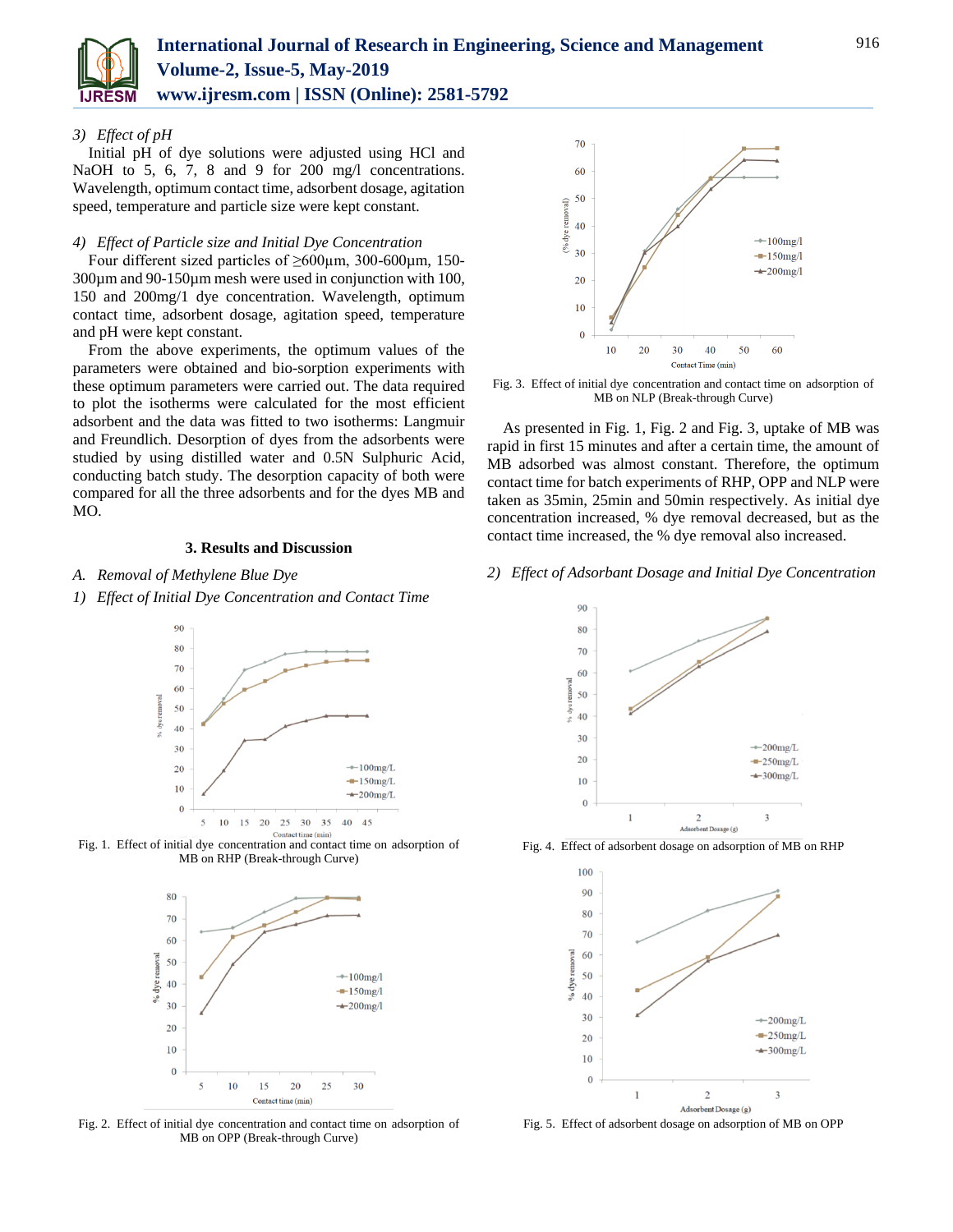### 3) *Effect of pH*

Initial pH of dye solutions were adjusted using HCl and NaOH to 5, 6, 7, 8 and 9 for 200 mg/l concentrations. Wavelength, optimum contact time, adsorbent dosage, agitation speed, temperature and particle size were kept constant.

### 4) *Effect of Particle size and Initial Dye Concentration*

Four different sized particles of ≥600µm, 300-600µm, 150-300µm and 90-150µm mesh were used in conjunction with 100, 150 and 200mg/1 dye concentration. Wavelength, optimum contact time, adsorbent dosage, agitation speed, temperature and pH were kept constant.

From the above experiments, the optimum values of the parameters were obtained and bio-sorption experiments with these optimum parameters were carried out. The data required to plot the isotherms were calculated for the most efficient adsorbent and the data was fitted to two isotherms: Langmuir and Freundlich. Desorption of dyes from the adsorbents were studied by using distilled water and 0.5N Sulphuric Acid, conducting batch study. The desorption capacity of both were compared for all the three adsorbents and for the dyes MB and MO.

## 3. Results and Discussion

### A. *Removal of Methylene Blue Dye*

### 1) *Effect of Initial Dye Concentration and Contact Time*

Fig. 1. Effect of initial dye concentration and contact time on adsorption of MB on RHP (Break-through Curve)

Fig. 2. Effect of initial dye concentration and contact time on adsorption of MB on OPP (Break-through Curve)

Fig. 3. Effect of initial dye concentration and contact time on adsorption of MB on NLP (Break-through Curve)

As presented in Fig. 1, Fig. 2 and Fig. 3, uptake of MB was rapid in first 15 minutes and after a certain time, the amount of MB adsorbed was almost constant. Therefore, the optimum contact time for batch experiments of RHP, OPP and NLP were taken as 35min, 25min and 50min respectively. As initial dye concentration increased, % dye removal decreased, but as the contact time increased, the % dye removal also increased.

### 2) *Effect of Adsorbant Dosage and Initial Dye Concentration*

Fig. 4. Effect of adsorbent dosage on adsorption of MB on RHP

Fig. 5. Effect of adsorbent dosage on adsorption of MB on OPP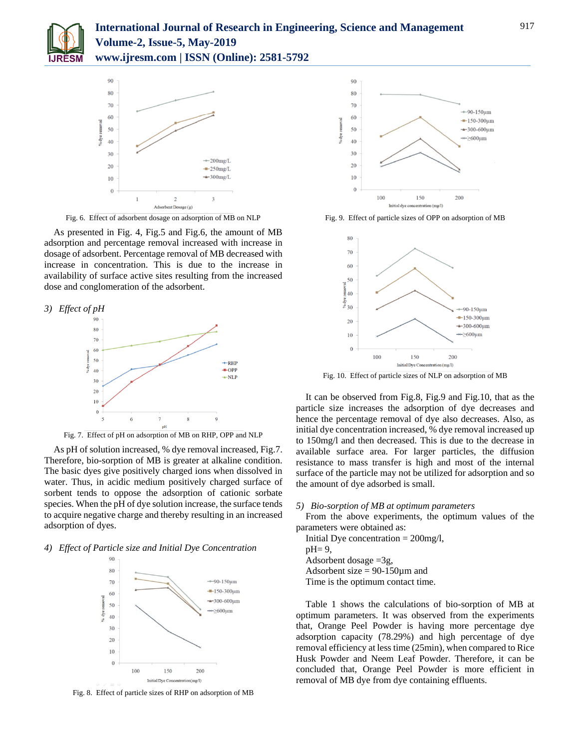Fig. 6. Effect of adsorbent dosage on adsorption of MB on NLP

As presented in Fig. 4, Fig.5 and Fig.6, the amount of MB adsorption and percentage removal increased with increase in dosage of adsorbent. Percentage removal of MB decreased with increase in concentration. This is due to the increase in availability of surface active sites resulting from the increased dose and conglomeration of the adsorbent.

### 3) *Effect of pH*

Fig. 7. Effect of pH on adsorption of MB on RHP, OPP and NLP

As pH of solution increased, % dye removal increased, Fig.7. Therefore, bio-sorption of MB is greater at alkaline condition. The basic dyes give positively charged ions when dissolved in water. Thus, in acidic medium positively charged surface of sorbent tends to oppose the adsorption of cationic sorbate species. When the pH of dye solution increase, the surface tends to acquire negative charge and thereby resulting in an increased adsorption of dyes.

### 4) *Effect of Particle size and Initial Dye Concentration*

Fig. 8. Effect of particle sizes of RHP on adsorption of MB

Fig. 9. Effect of particle sizes of OPP on adsorption of MB

Fig. 10. Effect of particle sizes of NLP on adsorption of MB

It can be observed from Fig.8, Fig.9 and Fig.10, that as the particle size increases the adsorption of dye decreases and hence the percentage removal of dye also decreases. Also, as initial dye concentration increased, % dye removal increased up to 150mg/l and then decreased. This is due to the decrease in available surface area. For larger particles, the diffusion resistance to mass transfer is high and most of the internal surface of the particle may not be utilized for adsorption and so the amount of dye adsorbed is small.

### 5) *Bio-sorption of MB at optimum parameters*

From the above experiments, the optimum values of the parameters were obtained as:

Initial Dye concentration = 200mg/l,
pH= 9,
Adsorbent dosage =3g,
Adsorbent size = 90-150µm and
Time is the optimum contact time.

Table 1 shows the calculations of bio-sorption of MB at optimum parameters. It was observed from the experiments that, Orange Peel Powder is having more percentage dye adsorption capacity (78.29%) and high percentage of dye removal efficiency at less time (25min), when compared to Rice Husk Powder and Neem Leaf Powder. Therefore, it can be concluded that, Orange Peel Powder is more efficient in removal of MB dye from dye containing effluents.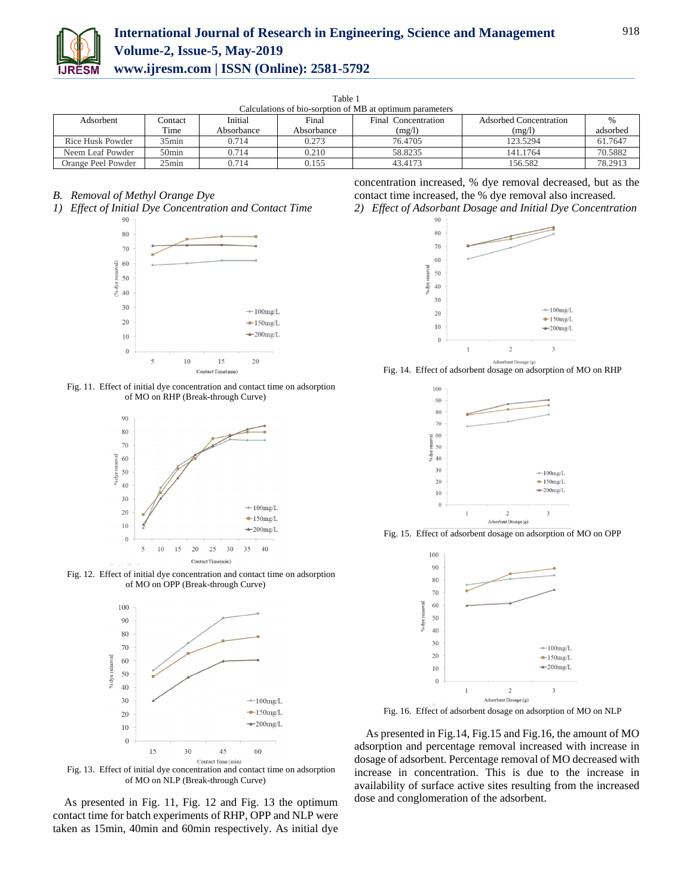Table 1
Calculations of bio-sorption of MB at optimum parameters

| Adsorbent | Contact Time | Initial Absorbance | Final Absorbance | Final Concentration (mg/l) | Adsorbed Concentration (mg/l) | % adsorbed |
|---|---|---|---|---|---|---|
| Rice Husk Powder | 35min | 0.714 | 0.273 | 76.4705 | 123.5294 | 61.7647 |
| Neem Leaf Powder | 50min | 0.714 | 0.210 | 58.8235 | 141.1764 | 70.5882 |
| Orange Peel Powder | 25min | 0.714 | 0.155 | 43.4173 | 156.582 | 78.2913 |

*B. Removal of Methyl Orange Dye*

*1) Effect of Initial Dye Concentration and Contact Time*

Fig. 11. Effect of initial dye concentration and contact time on adsorption of MO on RHP (Break-through Curve)

Fig. 12. Effect of initial dye concentration and contact time on adsorption of MO on OPP (Break-through Curve)

Fig. 13. Effect of initial dye concentration and contact time on adsorption of MO on NLP (Break-through Curve)

As presented in Fig. 11, Fig. 12 and Fig. 13 the optimum contact time for batch experiments of RHP, OPP and NLP were taken as 15min, 40min and 60min respectively. As initial dye concentration increased, % dye removal decreased, but as the contact time increased, the % dye removal also increased.

*2) Effect of Adsorbant Dosage and Initial Dye Concentration*

Fig. 14. Effect of adsorbent dosage on adsorption of MO on RHP

Fig. 15. Effect of adsorbent dosage on adsorption of MO on OPP

Fig. 16. Effect of adsorbent dosage on adsorption of MO on NLP

As presented in Fig.14, Fig.15 and Fig.16, the amount of MO adsorption and percentage removal increased with increase in dosage of adsorbent. Percentage removal of MO decreased with increase in concentration. This is due to the increase in availability of surface active sites resulting from the increased dose and conglomeration of the adsorbent.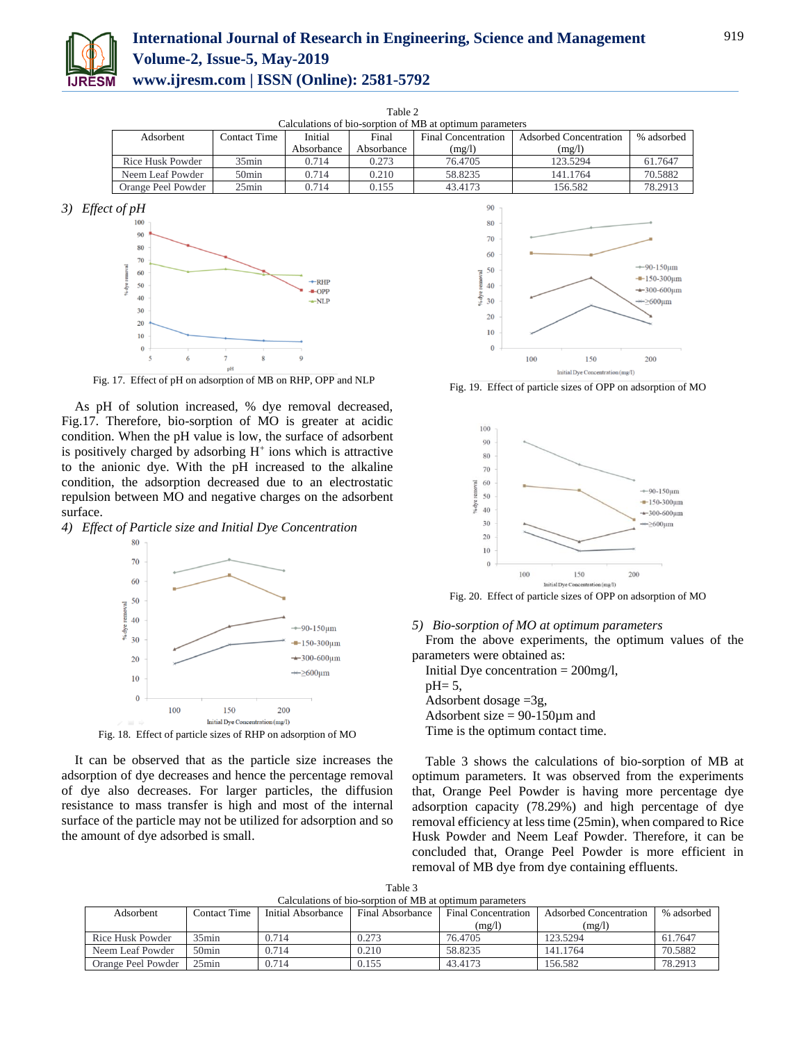Table 2
Calculations of bio-sorption of MB at optimum parameters

| Adsorbent | Contact Time | Initial Absorbance | Final Absorbance | Final Concentration (mg/l) | Adsorbed Concentration (mg/l) | % adsorbed |
|---|---|---|---|---|---|---|
| Rice Husk Powder | 35min | 0.714 | 0.273 | 76.4705 | 123.5294 | 61.7647 |
| Neem Leaf Powder | 50min | 0.714 | 0.210 | 58.8235 | 141.1764 | 70.5882 |
| Orange Peel Powder | 25min | 0.714 | 0.155 | 43.4173 | 156.582 | 78.2913 |

*3) Effect of pH*

Fig. 17. Effect of pH on adsorption of MB on RHP, OPP and NLP

As pH of solution increased, % dye removal decreased, Fig.17. Therefore, bio-sorption of MO is greater at acidic condition. When the pH value is low, the surface of adsorbent is positively charged by adsorbing $H^+$ ions which is attractive to the anionic dye. With the pH increased to the alkaline condition, the adsorption decreased due to an electrostatic repulsion between MO and negative charges on the adsorbent surface.

*4) Effect of Particle size and Initial Dye Concentration*

Fig. 18. Effect of particle sizes of RHP on adsorption of MO

It can be observed that as the particle size increases the adsorption of dye decreases and hence the percentage removal of dye also decreases. For larger particles, the diffusion resistance to mass transfer is high and most of the internal surface of the particle may not be utilized for adsorption and so the amount of dye adsorbed is small.

Fig. 19. Effect of particle sizes of OPP on adsorption of MO

Fig. 20. Effect of particle sizes of OPP on adsorption of MO

*5) Bio-sorption of MO at optimum parameters*

From the above experiments, the optimum values of the parameters were obtained as:

Initial Dye concentration = 200mg/l,
pH= 5,
Adsorbent dosage =3g,
Adsorbent size = 90-150µm and
Time is the optimum contact time.

Table 3 shows the calculations of bio-sorption of MB at optimum parameters. It was observed from the experiments that, Orange Peel Powder is having more percentage dye adsorption capacity (78.29%) and high percentage of dye removal efficiency at less time (25min), when compared to Rice Husk Powder and Neem Leaf Powder. Therefore, it can be concluded that, Orange Peel Powder is more efficient in removal of MB dye from dye containing effluents.

Table 3
Calculations of bio-sorption of MB at optimum parameters

| Adsorbent | Contact Time | Initial Absorbance | Final Absorbance | Final Concentration (mg/l) | Adsorbed Concentration (mg/l) | % adsorbed |
|---|---|---|---|---|---|---|
| Rice Husk Powder | 35min | 0.714 | 0.273 | 76.4705 | 123.5294 | 61.7647 |
| Neem Leaf Powder | 50min | 0.714 | 0.210 | 58.8235 | 141.1764 | 70.5882 |
| Orange Peel Powder | 25min | 0.714 | 0.155 | 43.4173 | 156.582 | 78.2913 |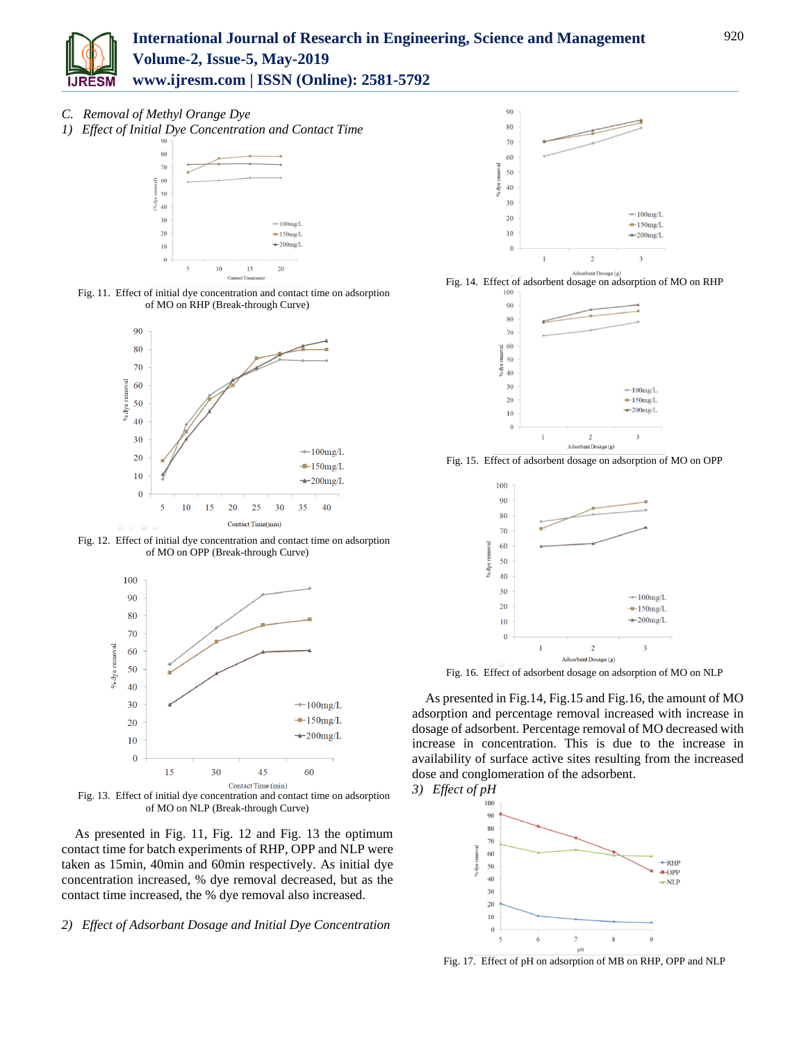### C. *Removal of Methyl Orange Dye*

#### 1) *Effect of Initial Dye Concentration and Contact Time*

Fig. 11. Effect of initial dye concentration and contact time on adsorption of MO on RHP (Break-through Curve)

Fig. 12. Effect of initial dye concentration and contact time on adsorption of MO on OPP (Break-through Curve)

Fig. 13. Effect of initial dye concentration and contact time on adsorption of MO on NLP (Break-through Curve)

As presented in Fig. 11, Fig. 12 and Fig. 13 the optimum contact time for batch experiments of RHP, OPP and NLP were taken as 15min, 40min and 60min respectively. As initial dye concentration increased, % dye removal decreased, but as the contact time increased, the % dye removal also increased.

#### 2) *Effect of Adsorbant Dosage and Initial Dye Concentration*

Fig. 14. Effect of adsorbent dosage on adsorption of MO on RHP

Fig. 15. Effect of adsorbent dosage on adsorption of MO on OPP

Fig. 16. Effect of adsorbent dosage on adsorption of MO on NLP

As presented in Fig.14, Fig.15 and Fig.16, the amount of MO adsorption and percentage removal increased with increase in dosage of adsorbent. Percentage removal of MO decreased with increase in concentration. This is due to the increase in availability of surface active sites resulting from the increased dose and conglomeration of the adsorbent.

#### 3) *Effect of pH*

Fig. 17. Effect of pH on adsorption of MB on RHP, OPP and NLP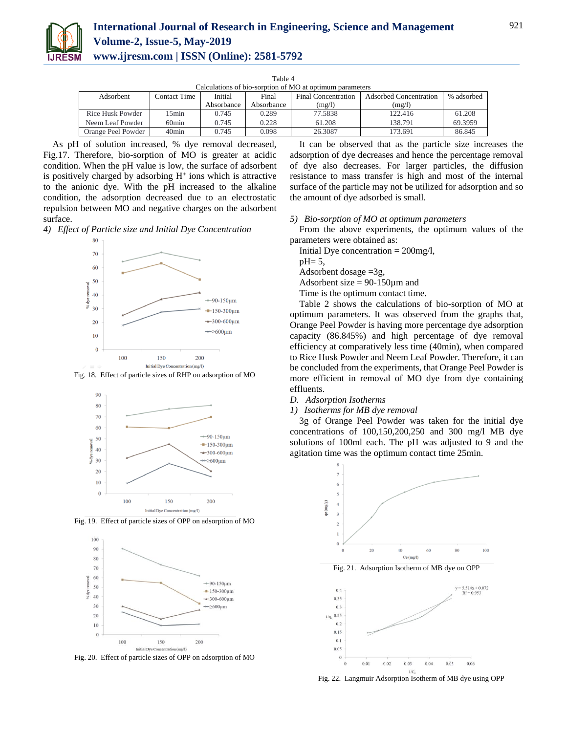Table 4
Calculations of bio-sorption of MO at optimum parameters

| Adsorbent | Contact Time | Initial Absorbance | Final Absorbance | Final Concentration (mg/l) | Adsorbed Concentration (mg/l) | % adsorbed |
|---|---|---|---|---|---|---|
| Rice Husk Powder | 15min | 0.745 | 0.289 | 77.5838 | 122.416 | 61.208 |
| Neem Leaf Powder | 60min | 0.745 | 0.228 | 61.208 | 138.791 | 69.3959 |
| Orange Peel Powder | 40min | 0.745 | 0.098 | 26.3087 | 173.691 | 86.845 |

As pH of solution increased, % dye removal decreased, Fig.17. Therefore, bio-sorption of MO is greater at acidic condition. When the pH value is low, the surface of adsorbent is positively charged by adsorbing $H^+$ ions which is attractive to the anionic dye. With the pH increased to the alkaline condition, the adsorption decreased due to an electrostatic repulsion between MO and negative charges on the adsorbent surface.

*4) Effect of Particle size and Initial Dye Concentration*

Fig. 18. Effect of particle sizes of RHP on adsorption of MO

Fig. 19. Effect of particle sizes of OPP on adsorption of MO

Fig. 20. Effect of particle sizes of OPP on adsorption of MO

It can be observed that as the particle size increases the adsorption of dye decreases and hence the percentage removal of dye also decreases. For larger particles, the diffusion resistance to mass transfer is high and most of the internal surface of the particle may not be utilized for adsorption and so the amount of dye adsorbed is small.

*5) Bio-sorption of MO at optimum parameters*

From the above experiments, the optimum values of the parameters were obtained as:

Initial Dye concentration = 200mg/l,

pH= 5,

Adsorbent dosage =3g,

Adsorbent size = 90-150µm and

Time is the optimum contact time.

Table 2 shows the calculations of bio-sorption of MO at optimum parameters. It was observed from the graphs that, Orange Peel Powder is having more percentage dye adsorption capacity (86.845%) and high percentage of dye removal efficiency at comparatively less time (40min), when compared to Rice Husk Powder and Neem Leaf Powder. Therefore, it can be concluded from the experiments, that Orange Peel Powder is more efficient in removal of MO dye from dye containing effluents.

*D. Adsorption Isotherms*

*1) Isotherms for MB dye removal*

3g of Orange Peel Powder was taken for the initial dye concentrations of 100,150,200,250 and 300 mg/l MB dye solutions of 100ml each. The pH was adjusted to 9 and the agitation time was the optimum contact time 25min.

Fig. 21. Adsorption Isotherm of MB dye on OPP

Fig. 22. Langmuir Adsorption Isotherm of MB dye using OPP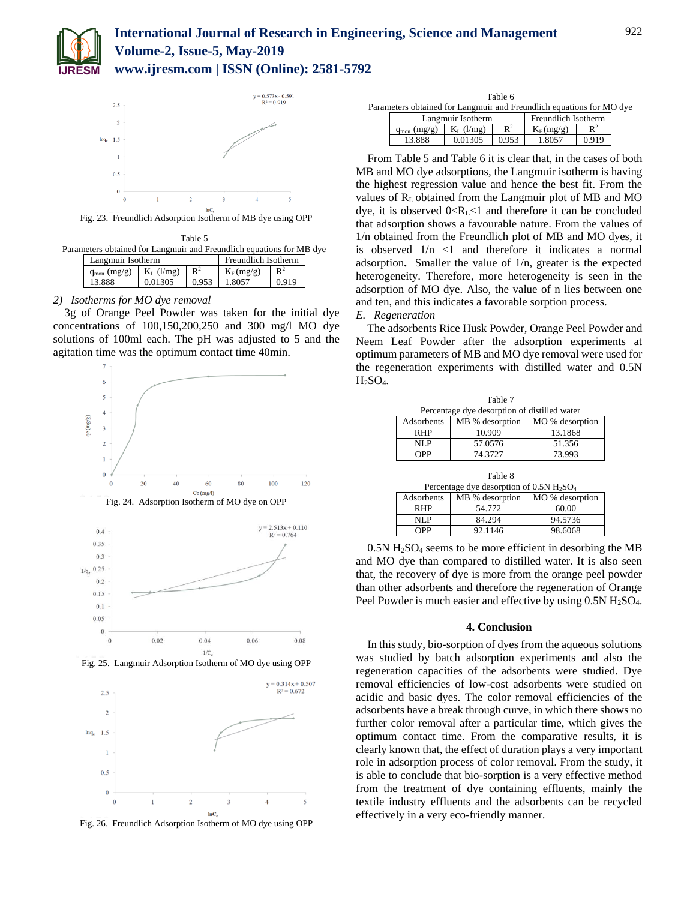Fig. 23. Freundlich Adsorption Isotherm of MB dye using OPP

Table 5
Parameters obtained for Langmuir and Freundlich equations for MB dye

| Langmuir Isotherm | | | Freundlich Isotherm | |
|---|---|---|---|---|
| $q_{mon}$ (mg/g) | $K_L$ (l/mg) | $R^2$ | $K_F$ (mg/g) | $R^2$ |
| 13.888 | 0.01305 | 0.953 | 1.8057 | 0.919 |

*2) Isotherms for MO dye removal*

3g of Orange Peel Powder was taken for the initial dye concentrations of 100,150,200,250 and 300 mg/l MO dye solutions of 100ml each. The pH was adjusted to 5 and the agitation time was the optimum contact time 40min.

Fig. 24. Adsorption Isotherm of MO dye on OPP

Fig. 25. Langmuir Adsorption Isotherm of MO dye using OPP

Fig. 26. Freundlich Adsorption Isotherm of MO dye using OPP

Table 6
Parameters obtained for Langmuir and Freundlich equations for MO dye

| Langmuir Isotherm | | | Freundlich Isotherm | |
|---|---|---|---|---|
| $q_{mon}$ (mg/g) | $K_L$ (l/mg) | $R^2$ | $K_F$ (mg/g) | $R^2$ |
| 13.888 | 0.01305 | 0.953 | 1.8057 | 0.919 |

From Table 5 and Table 6 it is clear that, in the cases of both MB and MO dye adsorptions, the Langmuir isotherm is having the highest regression value and hence the best fit. From the values of $R_L$ obtained from the Langmuir plot of MB and MO dye, it is observed $0<R_L<1$ and therefore it can be concluded that adsorption shows a favourable nature. From the values of 1/n obtained from the Freundlich plot of MB and MO dyes, it is observed $1/n < 1$ and therefore it indicates a normal adsorption**.** Smaller the value of 1/n, greater is the expected heterogeneity. Therefore, more heterogeneity is seen in the adsorption of MO dye. Also, the value of n lies between one and ten, and this indicates a favorable sorption process.

*E. Regeneration*

The adsorbents Rice Husk Powder, Orange Peel Powder and Neem Leaf Powder after the adsorption experiments at optimum parameters of MB and MO dye removal were used for the regeneration experiments with distilled water and 0.5N $H_2SO_4$.

Table 7
Percentage dye desorption of distilled water

| Adsorbents | MB % desorption | MO % desorption |
|---|---|---|
| RHP | 10.909 | 13.1868 |
| NLP | 57.0576 | 51.356 |
| OPP | 74.3727 | 73.993 |

Table 8
Percentage dye desorption of 0.5N $H_2SO_4$

| Adsorbents | MB % desorption | MO % desorption |
|---|---|---|
| RHP | 54.772 | 60.00 |
| NLP | 84.294 | 94.5736 |
| OPP | 92.1146 | 98.6068 |

0.5N $H_2SO_4$ seems to be more efficient in desorbing the MB and MO dye than compared to distilled water. It is also seen that, the recovery of dye is more from the orange peel powder than other adsorbents and therefore the regeneration of Orange Peel Powder is much easier and effective by using 0.5N $H_2SO_4$.

## 4. Conclusion

In this study, bio-sorption of dyes from the aqueous solutions was studied by batch adsorption experiments and also the regeneration capacities of the adsorbents were studied. Dye removal efficiencies of low-cost adsorbents were studied on acidic and basic dyes. The color removal efficiencies of the adsorbents have a break through curve, in which there shows no further color removal after a particular time, which gives the optimum contact time. From the comparative results, it is clearly known that, the effect of duration plays a very important role in adsorption process of color removal. From the study, it is able to conclude that bio-sorption is a very effective method from the treatment of dye containing effluents, mainly the textile industry effluents and the adsorbents can be recycled effectively in a very eco-friendly manner.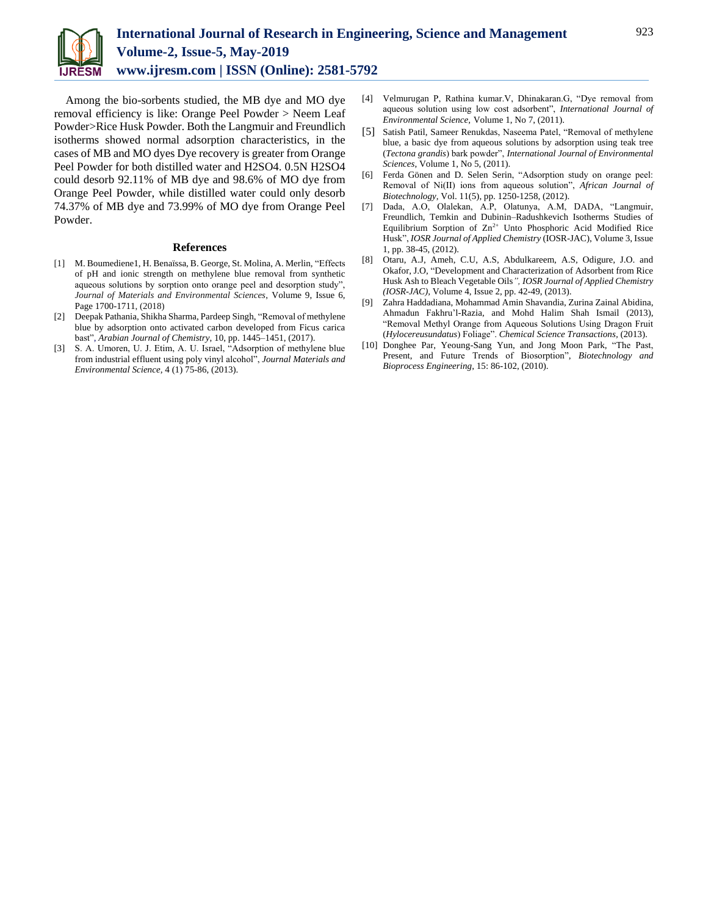Among the bio-sorbents studied, the MB dye and MO dye removal efficiency is like: Orange Peel Powder > Neem Leaf Powder>Rice Husk Powder. Both the Langmuir and Freundlich isotherms showed normal adsorption characteristics, in the cases of MB and MO dyes Dye recovery is greater from Orange Peel Powder for both distilled water and H2SO4. 0.5N H2SO4 could desorb 92.11% of MB dye and 98.6% of MO dye from Orange Peel Powder, while distilled water could only desorb 74.37% of MB dye and 73.99% of MO dye from Orange Peel Powder.

## References

[1] M. Boumediene1, H. Benaïssa, B. George, St. Molina, A. Merlin, "Effects of pH and ionic strength on methylene blue removal from synthetic aqueous solutions by sorption onto orange peel and desorption study", *Journal of Materials and Environmental Sciences*, Volume 9, Issue 6, Page 1700-1711, (2018)

[2] Deepak Pathania, Shikha Sharma, Pardeep Singh, "Removal of methylene blue by adsorption onto activated carbon developed from Ficus carica bast", *Arabian Journal of Chemistry*, 10, pp. 1445–1451, (2017).

[3] S. A. Umoren, U. J. Etim, A. U. Israel, "Adsorption of methylene blue from industrial effluent using poly vinyl alcohol", *Journal Materials and Environmental Science*, 4 (1) 75-86, (2013).

[4] Velmurugan P, Rathina kumar.V, Dhinakaran.G, "Dye removal from aqueous solution using low cost adsorbent", *International Journal of Environmental Science*, Volume 1, No 7, (2011).

[5] Satish Patil, Sameer Renukdas, Naseema Patel, "Removal of methylene blue, a basic dye from aqueous solutions by adsorption using teak tree (*Tectona grandis*) bark powder", *International Journal of Environmental Sciences*, Volume 1, No 5, (2011).

[6] Ferda Gönen and D. Selen Serin, "Adsorption study on orange peel: Removal of Ni(II) ions from aqueous solution", *African Journal of Biotechnology*, Vol. 11(5), pp. 1250-1258, (2012).

[7] Dada, A.O, Olalekan, A.P, Olatunya, A.M, DADA, "Langmuir, Freundlich, Temkin and Dubinin–Radushkevich Isotherms Studies of Equilibrium Sorption of $Zn^{2+}$ Unto Phosphoric Acid Modified Rice Husk", *IOSR Journal of Applied Chemistry* (IOSR-JAC), Volume 3, Issue 1, pp. 38-45, (2012).

[8] Otaru, A.J, Ameh, C.U, A.S, Abdulkareem, A.S, Odigure, J.O. and Okafor, J.O, "Development and Characterization of Adsorbent from Rice Husk Ash to Bleach Vegetable Oils*", IOSR Journal of Applied Chemistry (IOSR-JAC)*, Volume 4, Issue 2, pp. 42-49, (2013).

[9] Zahra Haddadiana, Mohammad Amin Shavandia, Zurina Zainal Abidina, Ahmadun Fakhru'l-Razia, and Mohd Halim Shah Ismail (2013), "Removal Methyl Orange from Aqueous Solutions Using Dragon Fruit (*Hylocereusundatus*) Foliage". *Chemical Science Transactions*, (2013).

[10] Donghee Par, Yeoung-Sang Yun, and Jong Moon Park, "The Past, Present, and Future Trends of Biosorption", *Biotechnology and Bioprocess Engineering*, 15: 86-102, (2010).